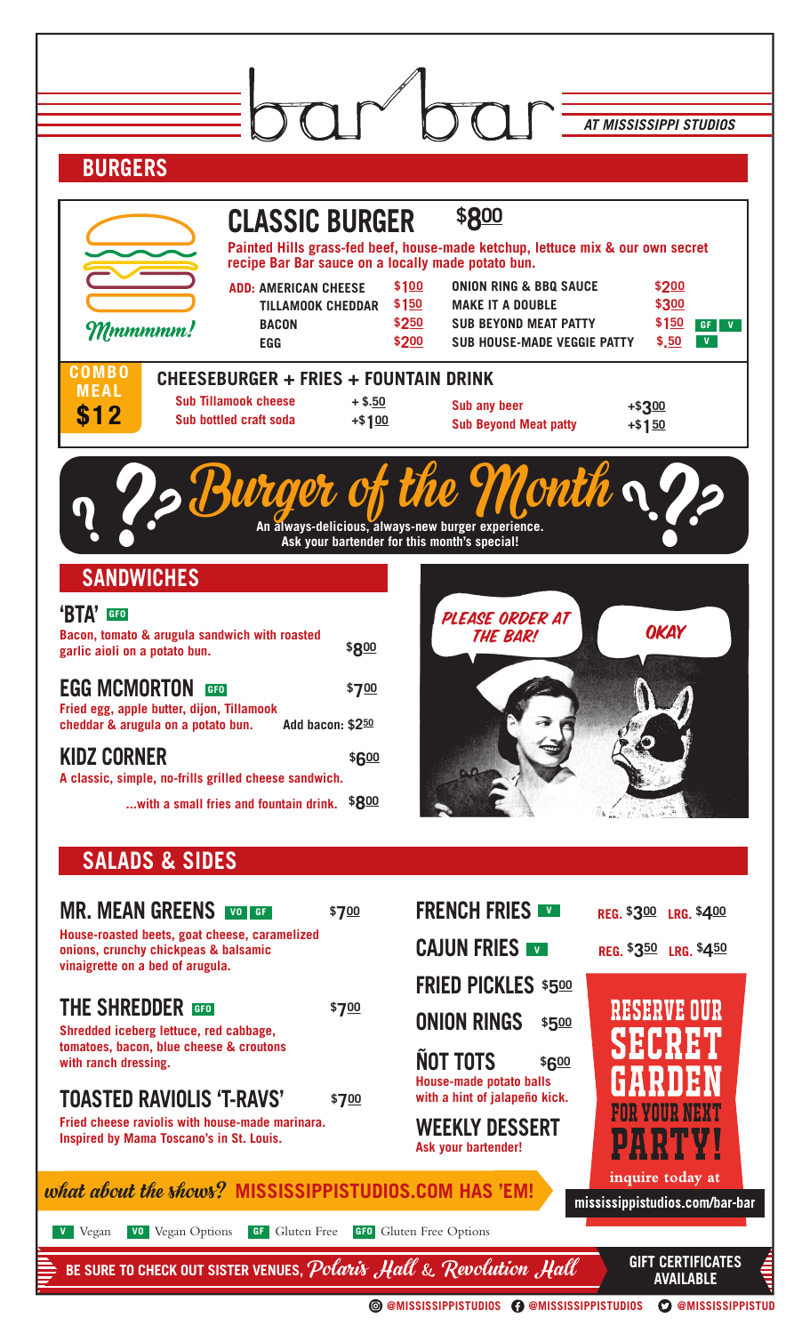# bar bar

*AT MISSISSIPPI STUDIOS*

## BURGERS

*Mmmmmm!*

### CLASSIC BURGER $8.00

**Painted Hills grass-fed beef, house-made ketchup, lettuce mix & our own secret recipe Bar Bar sauce on a locally made potato bun.**

| ADD: | | | |
|---|---|---|---|
| AMERICAN CHEESE | $1.00 | ONION RING & BBQ SAUCE | $2.00 |
| TILLAMOOK CHEDDAR | $1.50 | MAKE IT A DOUBLE | $3.00 |
| BACON | $2.50 | SUB BEYOND MEAT PATTY | $1.50 GF V |
| EGG | $2.00 | SUB HOUSE-MADE VEGGIE PATTY | $.50 V |

**COMBO MEAL $12**

### CHEESEBURGER + FRIES + FOUNTAIN DRINK

| | | | |
|---|---|---|---|
| Sub Tillamook cheese | + $.50 | Sub any beer | +$3.00 |
| Sub bottled craft soda | +$1.00 | Sub Beyond Meat patty | +$1.50 |

## ? ?? Burger of the Month ? ??

**An always-delicious, always-new burger experience. Ask your bartender for this month's special!**

## SANDWICHES

### 'BTA' GFO
**Bacon, tomato & arugula sandwich with roasted garlic aioli on a potato bun.** $8.00

### EGG MCMORTON GFO
$7.00
**Fried egg, apple butter, dijon, Tillamook cheddar & arugula on a potato bun.** Add bacon: $2.50

### KIDZ CORNER
$6.00
**A classic, simple, no-frills grilled cheese sandwich.**

**...with a small fries and fountain drink.** $8.00

PLEASE ORDER AT THE BAR!

OKAY

## SALADS & SIDES

### MR. MEAN GREENS VO GF
$7.00
**House-roasted beets, goat cheese, caramelized onions, crunchy chickpeas & balsamic vinaigrette on a bed of arugula.**

### THE SHREDDER GFO
$7.00
**Shredded iceberg lettuce, red cabbage, tomatoes, bacon, blue cheese & croutons with ranch dressing.**

### TOASTED RAVIOLIS 'T-RAVS'
$7.00
**Fried cheese raviolis with house-made marinara. Inspired by Mama Toscano's in St. Louis.**

### FRENCH FRIES V
REG. $3.00 LRG. $4.00

### CAJUN FRIES V
REG. $3.50 LRG. $4.50

### FRIED PICKLES $5.00

### ONION RINGS $5.00

### ÑOT TOTS $6.00
**House-made potato balls with a hint of jalapeño kick.**

### WEEKLY DESSERT
**Ask your bartender!**

**RESERVE OUR SECRET GARDEN FOR YOUR NEXT PARTY!**

inquire today at **mississippistudios.com/bar-bar**

*what about the shows?* **MISSISSIPPISTUDIOS.COM HAS 'EM!**

V Vegan VO Vegan Options GF Gluten Free GFO Gluten Free Options

**BE SURE TO CHECK OUT SISTER VENUES,** *Polaris Hall* & *Revolution Hall*

**GIFT CERTIFICATES AVAILABLE**

@MISSISSIPPISTUDIOS @MISSISSIPPISTUDIOS @MISSISSIPPISTUD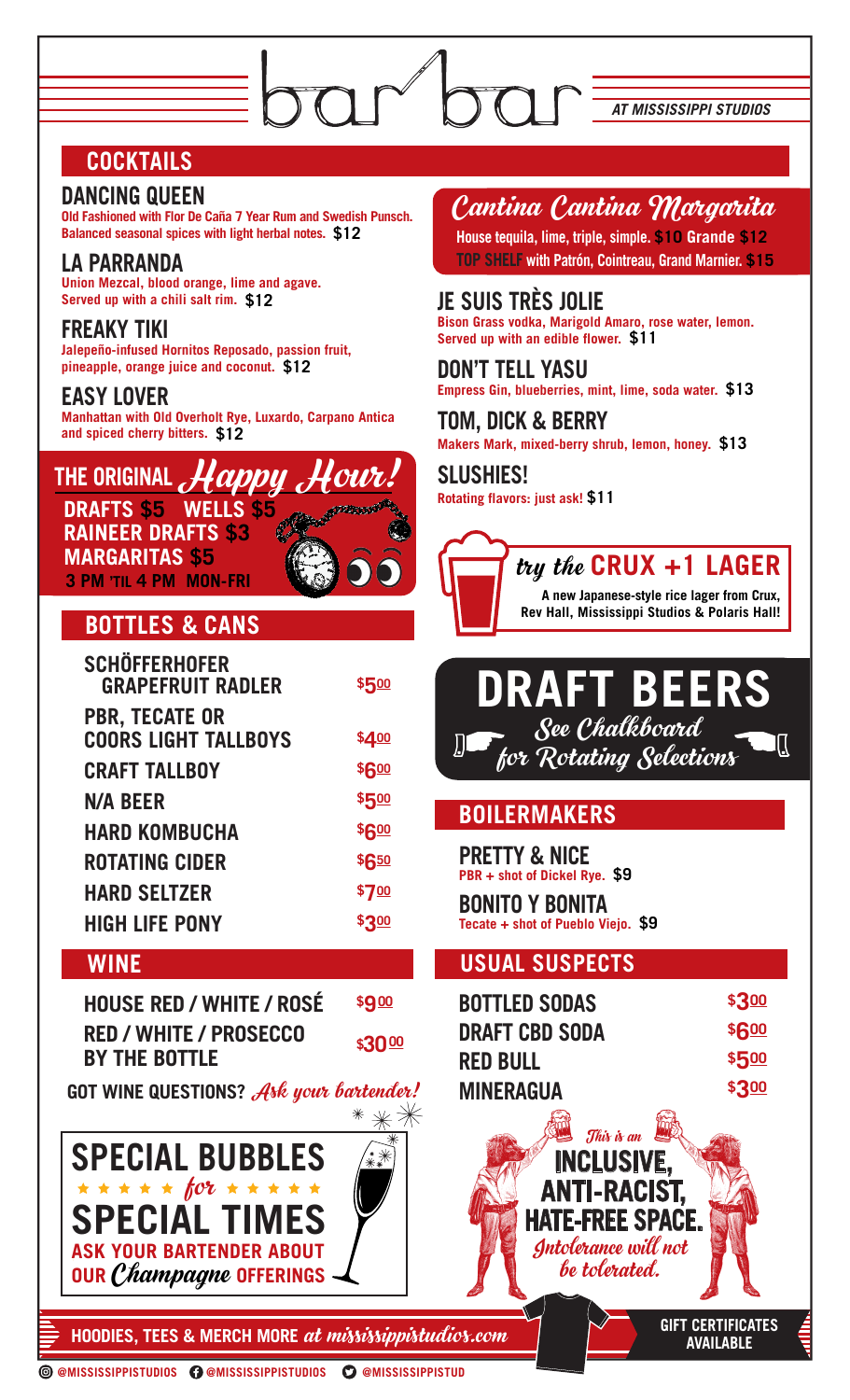# bar bar

*AT MISSISSIPPI STUDIOS*

## COCKTAILS

### DANCING QUEEN
Old Fashioned with Flor De Caña 7 Year Rum and Swedish Punsch. Balanced seasonal spices with light herbal notes. $12

### LA PARRANDA
Union Mezcal, blood orange, lime and agave. Served up with a chili salt rim. $12

### FREAKY TIKI
Jalepeño-infused Hornitos Reposado, passion fruit, pineapple, orange juice and coconut. $12

### EASY LOVER
Manhattan with Old Overholt Rye, Luxardo, Carpano Antica and spiced cherry bitters. $12

### *Cantina Cantina Margarita*
House tequila, lime, triple, simple. $10 Grande $12
TOP SHELF with Patrón, Cointreau, Grand Marnier. $15

### JE SUIS TRÈS JOLIE
Bison Grass vodka, Marigold Amaro, rose water, lemon. Served up with an edible flower. $11

### DON'T TELL YASU
Empress Gin, blueberries, mint, lime, soda water. $13

### TOM, DICK & BERRY
Makers Mark, mixed-berry shrub, lemon, honey. $13

### SLUSHIES!
Rotating flavors: just ask! $11

## THE ORIGINAL *Happy Hour!*

DRAFTS $5 WELLS $5
RAINEER DRAFTS $3
MARGARITAS $5
3 PM 'TIL 4 PM MON-FRI

## *try the* CRUX +1 LAGER

A new Japanese-style rice lager from Crux, Rev Hall, Mississippi Studios & Polaris Hall!

## BOTTLES & CANS

| | |
|---|---|
| SCHÖFFERHOFER GRAPEFRUIT RADLER | $5.00 |
| PBR, TECATE OR COORS LIGHT TALLBOYS | $4.00 |
| CRAFT TALLBOY | $6.00 |
| N/A BEER | $5.00 |
| HARD KOMBUCHA | $6.00 |
| ROTATING CIDER | $6.50 |
| HARD SELTZER | $7.00 |
| HIGH LIFE PONY | $3.00 |

## DRAFT BEERS

*See Chalkboard for Rotating Selections*

## BOILERMAKERS

### PRETTY & NICE
PBR + shot of Dickel Rye. $9

### BONITO Y BONITA
Tecate + shot of Pueblo Viejo. $9

## WINE

| | |
|---|---|
| HOUSE RED / WHITE / ROSÉ | $9.00 |
| RED / WHITE / PROSECCO BY THE BOTTLE | $30.00 |

GOT WINE QUESTIONS? *Ask your bartender!*

## USUAL SUSPECTS

| | |
|---|---|
| BOTTLED SODAS | $3.00 |
| DRAFT CBD SODA | $6.00 |
| RED BULL | $5.00 |
| MINERAGUA | $3.00 |

## SPECIAL BUBBLES *for* SPECIAL TIMES

ASK YOUR BARTENDER ABOUT OUR *Champagne* OFFERINGS

*This is an* INCLUSIVE, ANTI-RACIST, HATE-FREE SPACE. *Intolerance will not be tolerated.*

HOODIES, TEES & MERCH MORE *at mississippistudios.com*

GIFT CERTIFICATES AVAILABLE

@MISSISSIPPISTUDIOS @MISSISSIPPISTUDIOS @MISSISSIPPISTUD